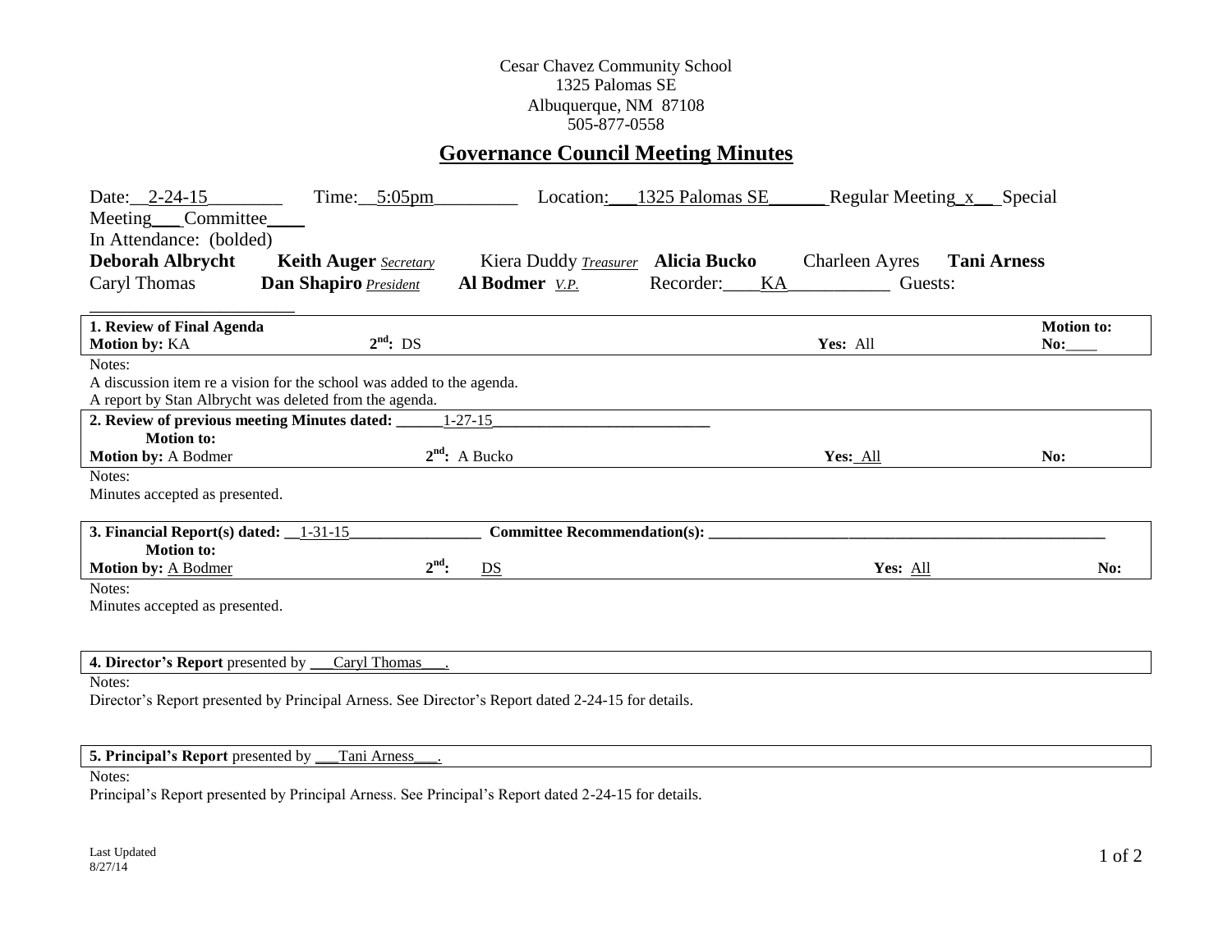Cesar Chavez Community School
1325 Palomas SE
Albuquerque, NM 87108
505-877-0558

# Governance Council Meeting Minutes

Date: 2-24-15 Time: 5:05pm Location: 1325 Palomas SE Regular Meeting x Special Meeting___ Committee____

In Attendance: (bolded)

**Deborah Albrycht** **Keith Auger** *Secretary* Kiera Duddy *Treasurer* **Alicia Bucko** Charleen Ayres **Tani Arness**
Caryl Thomas **Dan Shapiro** *President* **Al Bodmer** *V.P.* Recorder: KA Guests: ____________

| **1. Review of Final Agenda** | | | **Motion to:** |
|---|---|---|---|
| **Motion by:** KA | **2nd:** DS | **Yes:** All | **No:**____ |

Notes:
A discussion item re a vision for the school was added to the agenda.
A report by Stan Albrycht was deleted from the agenda.

| **2. Review of previous meeting Minutes dated:** 1-27-15 **Motion to:** | | | |
|---|---|---|---|
| **Motion by:** A Bodmer | **2nd:** A Bucko | **Yes:** All | **No:** |

Notes:
Minutes accepted as presented.

| **3. Financial Report(s) dated:** 1-31-15 **Committee Recommendation(s):** ____ **Motion to:** | | | |
|---|---|---|---|
| **Motion by:** A Bodmer | **2nd:** DS | **Yes:** All | **No:** |

Notes:
Minutes accepted as presented.

**4. Director's Report** presented by Caryl Thomas.

Notes:
Director's Report presented by Principal Arness. See Director's Report dated 2-24-15 for details.

**5. Principal's Report** presented by Tani Arness.

Notes:
Principal's Report presented by Principal Arness. See Principal's Report dated 2-24-15 for details.

Last Updated
8/27/14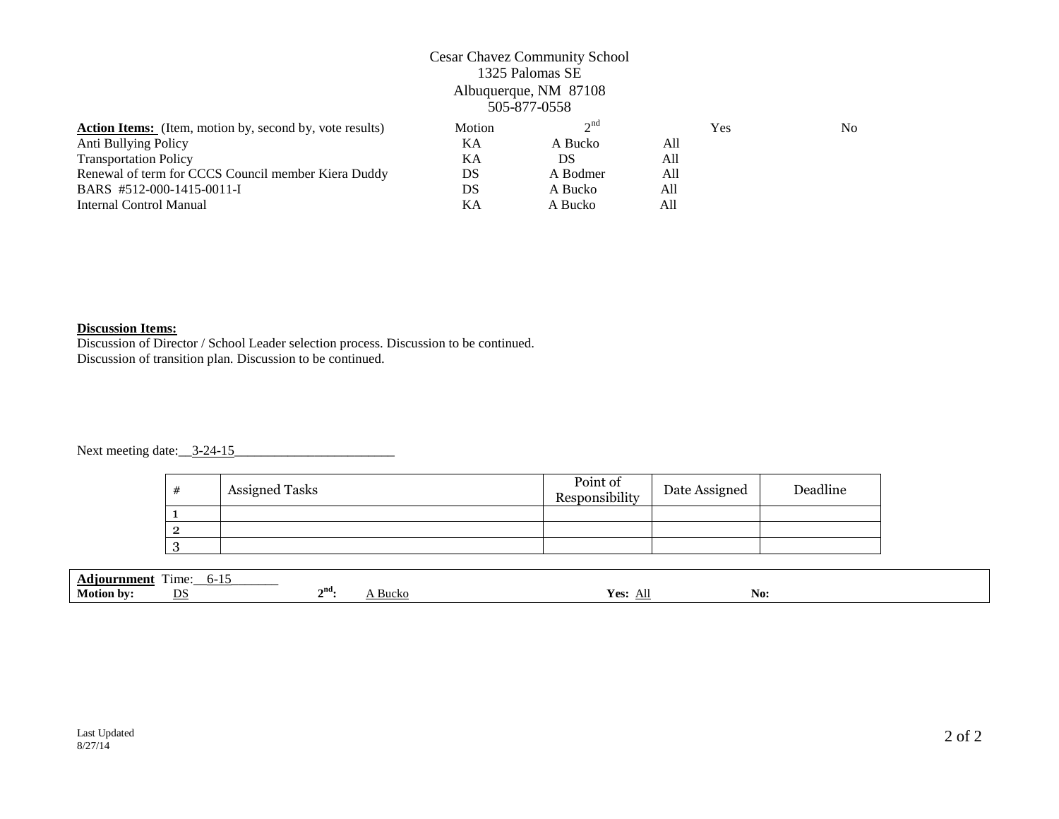Cesar Chavez Community School
1325 Palomas SE
Albuquerque, NM 87108
505-877-0558

| **Action Items:** (Item, motion by, second by, vote results) | Motion | 2nd | Yes | No |
|---|---|---|---|---|
| Anti Bullying Policy | KA | A Bucko | All | |
| Transportation Policy | KA | DS | All | |
| Renewal of term for CCCS Council member Kiera Duddy | DS | A Bodmer | All | |
| BARS #512-000-1415-0011-I | DS | A Bucko | All | |
| Internal Control Manual | KA | A Bucko | All | |

**Discussion Items:**

Discussion of Director / School Leader selection process. Discussion to be continued.
Discussion of transition plan. Discussion to be continued.

Next meeting date: 3-24-15

| # | Assigned Tasks | Point of Responsibility | Date Assigned | Deadline |
|---|---|---|---|---|
| 1 | | | | |
| 2 | | | | |
| 3 | | | | |

**Adjournment** Time: 6-15

**Motion by:** DS **2nd:** A Bucko **Yes:** All **No:**

Last Updated
8/27/14